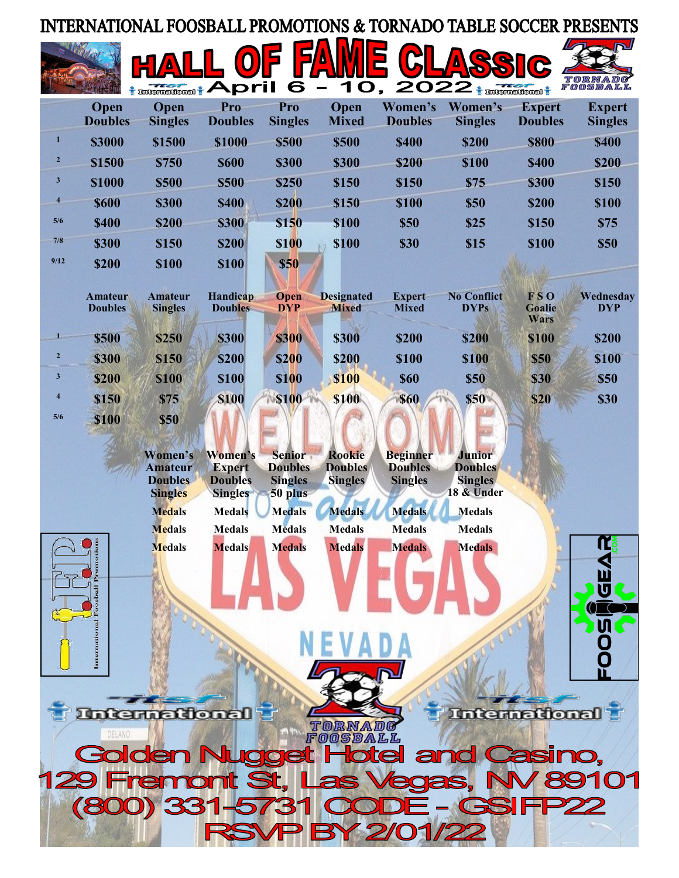INTERNATIONAL FOOSBALL PROMOTIONS & TORNADO TABLE SOCCER PRESENTS

# HALL OF FAME CLASSIC

## April 6 – 10, 2022

| | Open Doubles | Open Singles | Pro Doubles | Pro Singles | Open Mixed | Women's Doubles | Women's Singles | Expert Doubles | Expert Singles |
|---|---|---|---|---|---|---|---|---|---|
| 1 | $3000 | $1500 | $1000 | $500 | $500 | $400 | $200 | $800 | $400 |
| 2 | $1500 | $750 | $600 | $300 | $300 | $200 | $100 | $400 | $200 |
| 3 | $1000 | $500 | $500 | $250 | $150 | $150 | $75 | $300 | $150 |
| 4 | $600 | $300 | $400 | $200 | $150 | $100 | $50 | $200 | $100 |
| 5/6 | $400 | $200 | $300 | $150 | $100 | $50 | $25 | $150 | $75 |
| 7/8 | $300 | $150 | $200 | $100 | $100 | $30 | $15 | $100 | $50 |
| 9/12 | $200 | $100 | $100 | $50 | | | | | |

| | Amateur Doubles | Amateur Singles | Handicap Doubles | Open DYP | Designated Mixed | Expert Mixed | No Conflict DYPs | F S O Goalie Wars | Wednesday DYP |
|---|---|---|---|---|---|---|---|---|---|
| 1 | $500 | $250 | $300 | $300 | $300 | $200 | $200 | $100 | $200 |
| 2 | $300 | $150 | $200 | $200 | $200 | $100 | $100 | $50 | $100 |
| 3 | $200 | $100 | $100 | $100 | $100 | $60 | $50 | $30 | $50 |
| 4 | $150 | $75 | $100 | $100 | $100 | $60 | $50 | $20 | $30 |
| 5/6 | $100 | $50 | | | | | | | |

| Women's Amateur Doubles Singles | Women's Expert Doubles Singles | Senior Doubles Singles 50 plus | Rookie Doubles Singles | Beginner Doubles Singles | Junior Doubles Singles 18 & Under |
|---|---|---|---|---|---|
| Medals | Medals | Medals | Medals | Medals | Medals |
| Medals | Medals | Medals | Medals | Medals | Medals |
| Medals | Medals | Medals | Medals | Medals | Medals |

Golden Nugget Hotel and Casino,
129 Fremont St, Las Vegas, NV 89101
(800) 331-5731 CODE - GSIFP22
RSVP BY 2/01/22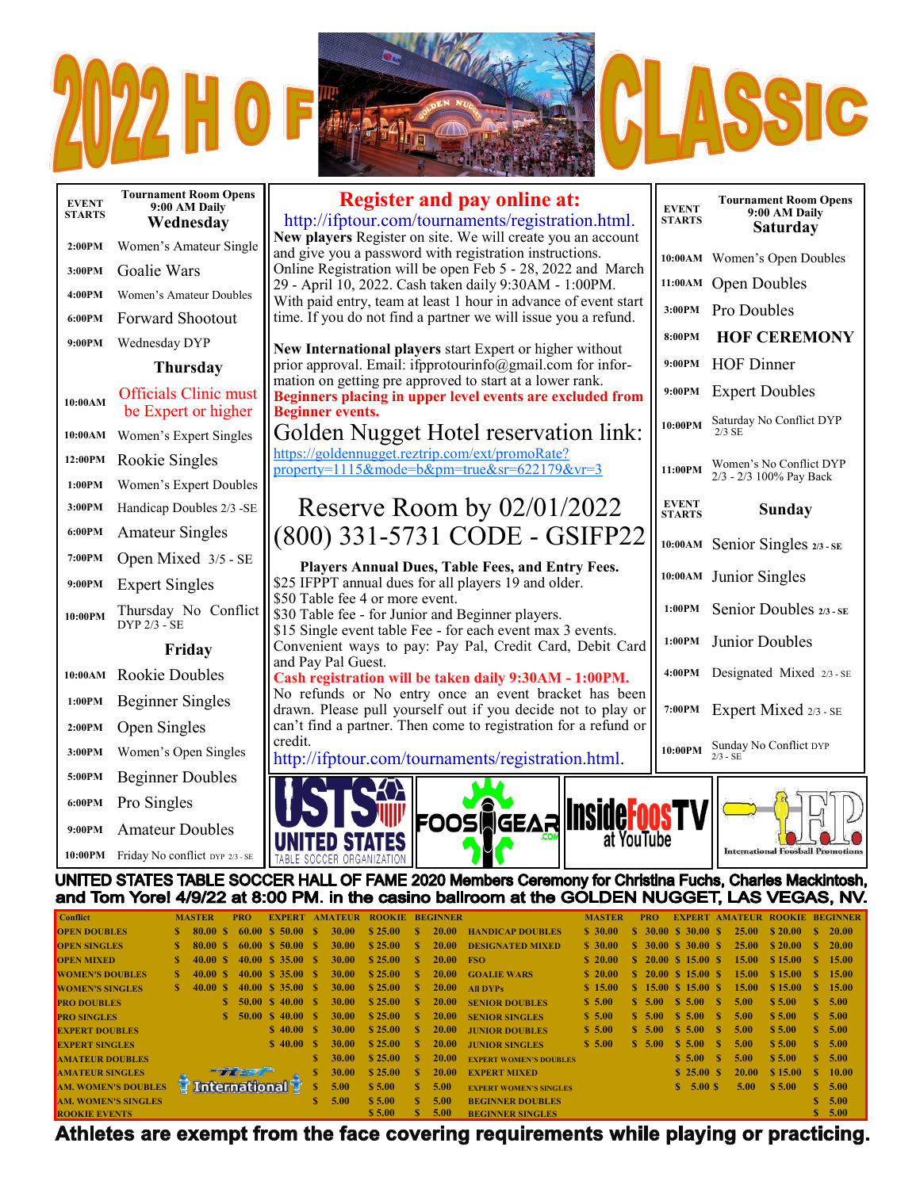# 2022 H O F CLASSIC

| EVENT STARTS | Tournament Room Opens 9:00 AM Daily **Wednesday** |
|---|---|
| 2:00PM | Women's Amateur Single |
| 3:00PM | Goalie Wars |
| 4:00PM | Women's Amateur Doubles |
| 6:00PM | Forward Shootout |
| 9:00PM | Wednesday DYP |
| | **Thursday** |
| 10:00AM | Officials Clinic must be Expert or higher |
| 10:00AM | Women's Expert Singles |
| 12:00PM | Rookie Singles |
| 1:00PM | Women's Expert Doubles |
| 3:00PM | Handicap Doubles 2/3 -SE |
| 6:00PM | Amateur Singles |
| 7:00PM | Open Mixed 3/5 - SE |
| 9:00PM | Expert Singles |
| 10:00PM | Thursday No Conflict DYP 2/3 - SE |
| | **Friday** |
| 10:00AM | Rookie Doubles |
| 1:00PM | Beginner Singles |
| 2:00PM | Open Singles |
| 3:00PM | Women's Open Singles |
| 5:00PM | Beginner Doubles |
| 6:00PM | Pro Singles |
| 9:00PM | Amateur Doubles |
| 10:00PM | Friday No conflict DYP 2/3 - SE |

## Register and pay online at:

http://ifptour.com/tournaments/registration.html.

**New players** Register on site. We will create you an account and give you a password with registration instructions. Online Registration will be open Feb 5 - 28, 2022 and March 29 - April 10, 2022. Cash taken daily 9:30AM - 1:00PM. With paid entry, team at least 1 hour in advance of event start time. If you do not find a partner we will issue you a refund.

**New International players** start Expert or higher without prior approval. Email: ifpprotourinfo@gmail.com for information on getting pre approved to start at a lower rank.

**Beginners placing in upper level events are excluded from Beginner events.**

Golden Nugget Hotel reservation link:

https://goldennugget.reztrip.com/ext/promoRate?property=1115&mode=b&pm=true&sr=622179&vr=3

Reserve Room by 02/01/2022

(800) 331-5731 CODE - GSIFP22

**Players Annual Dues, Table Fees, and Entry Fees.**

$25 IFPPT annual dues for all players 19 and older.
$50 Table fee 4 or more event.
$30 Table fee - for Junior and Beginner players.
$15 Single event table Fee - for each event max 3 events.
Convenient ways to pay: Pay Pal, Credit Card, Debit Card and Pay Pal Guest.

**Cash registration will be taken daily 9:30AM - 1:00PM.**

No refunds or No entry once an event bracket has been drawn. Please pull yourself out if you decide not to play or can't find a partner. Then come to registration for a refund or credit.

http://ifptour.com/tournaments/registration.html.

| EVENT STARTS | Tournament Room Opens 9:00 AM Daily **Saturday** |
|---|---|
| 10:00AM | Women's Open Doubles |
| 11:00AM | Open Doubles |
| 3:00PM | Pro Doubles |
| 8:00PM | **HOF CEREMONY** |
| 9:00PM | HOF Dinner |
| 9:00PM | Expert Doubles |
| 10:00PM | Saturday No Conflict DYP 2/3 SE |
| 11:00PM | Women's No Conflict DYP 2/3 - 2/3 100% Pay Back |
| **EVENT STARTS** | **Sunday** |
| 10:00AM | Senior Singles 2/3 - SE |
| 10:00AM | Junior Singles |
| 1:00PM | Senior Doubles 2/3 - SE |
| 1:00PM | Junior Doubles |
| 4:00PM | Designated Mixed 2/3 - SE |
| 7:00PM | Expert Mixed 2/3 - SE |
| 10:00PM | Sunday No Conflict DYP 2/3 - SE |

USTSA UNITED STATES TABLE SOCCER ORGANIZATION — FOOSGEAR.COM — InsideFoosTV at YouTube — International Foosball Promotions

**UNITED STATES TABLE SOCCER HALL OF FAME 2020 Members Ceremony for Christina Fuchs, Charles Mackintosh, and Tom Yorel 4/9/22 at 8:00 PM. in the casino ballroom at the GOLDEN NUGGET, LAS VEGAS, NV.**

| Conflict | MASTER | PRO | EXPERT | AMATEUR | ROOKIE | BEGINNER |
|---|---|---|---|---|---|---|
| OPEN DOUBLES | $ 80.00 | $ 60.00 | $ 50.00 | $ 30.00 | $ 25.00 | $ 20.00 |
| OPEN SINGLES | $ 80.00 | $ 60.00 | $ 50.00 | $ 30.00 | $ 25.00 | $ 20.00 |
| OPEN MIXED | $ 40.00 | $ 40.00 | $ 35.00 | $ 30.00 | $ 25.00 | $ 20.00 |
| WOMEN'S DOUBLES | $ 40.00 | $ 40.00 | $ 35.00 | $ 30.00 | $ 25.00 | $ 20.00 |
| WOMEN'S SINGLES | $ 40.00 | $ 40.00 | $ 35.00 | $ 30.00 | $ 25.00 | $ 20.00 |
| PRO DOUBLES | | $ 50.00 | $ 40.00 | $ 30.00 | $ 25.00 | $ 20.00 |
| PRO SINGLES | | $ 50.00 | $ 40.00 | $ 30.00 | $ 25.00 | $ 20.00 |
| EXPERT DOUBLES | | | $ 40.00 | $ 30.00 | $ 25.00 | $ 20.00 |
| EXPERT SINGLES | | | $ 40.00 | $ 30.00 | $ 25.00 | $ 20.00 |
| AMATEUR DOUBLES | | | | $ 30.00 | $ 25.00 | $ 20.00 |
| AMATEUR SINGLES | | | | $ 30.00 | $ 25.00 | $ 20.00 |
| AM. WOMEN'S DOUBLES | | | | $ 5.00 | $ 5.00 | $ 5.00 |
| AM. WOMEN'S SINGLES | | | | $ 5.00 | $ 5.00 | $ 5.00 |
| ROOKIE EVENTS | | | | | $ 5.00 | $ 5.00 |

| Event | MASTER | PRO | EXPERT | AMATEUR | ROOKIE | BEGINNER |
|---|---|---|---|---|---|---|
| HANDICAP DOUBLES | $ 30.00 | $ 30.00 | $ 30.00 | $ 25.00 | $ 20.00 | $ 20.00 |
| DESIGNATED MIXED | $ 30.00 | $ 30.00 | $ 30.00 | $ 25.00 | $ 20.00 | $ 20.00 |
| FSO | $ 20.00 | $ 20.00 | $ 15.00 | $ 15.00 | $ 15.00 | $ 15.00 |
| GOALIE WARS | $ 20.00 | $ 20.00 | $ 15.00 | $ 15.00 | $ 15.00 | $ 15.00 |
| All DYPs | $ 15.00 | $ 15.00 | $ 15.00 | $ 15.00 | $ 15.00 | $ 15.00 |
| SENIOR DOUBLES | $ 5.00 | $ 5.00 | $ 5.00 | $ 5.00 | $ 5.00 | $ 5.00 |
| SENIOR SINGLES | $ 5.00 | $ 5.00 | $ 5.00 | $ 5.00 | $ 5.00 | $ 5.00 |
| JUNIOR DOUBLES | $ 5.00 | $ 5.00 | $ 5.00 | $ 5.00 | $ 5.00 | $ 5.00 |
| JUNIOR SINGLES | $ 5.00 | $ 5.00 | $ 5.00 | $ 5.00 | $ 5.00 | $ 5.00 |
| EXPERT WOMEN'S DOUBLES | | | $ 5.00 | $ 5.00 | $ 5.00 | $ 5.00 |
| EXPERT MIXED | | | $ 25.00 | $ 20.00 | $ 15.00 | $ 10.00 |
| EXPERT WOMEN'S SINGLES | | | $ 5.00 | $ 5.00 | $ 5.00 | $ 5.00 |
| BEGINNER DOUBLES | | | | | | $ 5.00 |
| BEGINNER SINGLES | | | | | | $ 5.00 |

**Athletes are exempt from the face covering requirements while playing or practicing.**